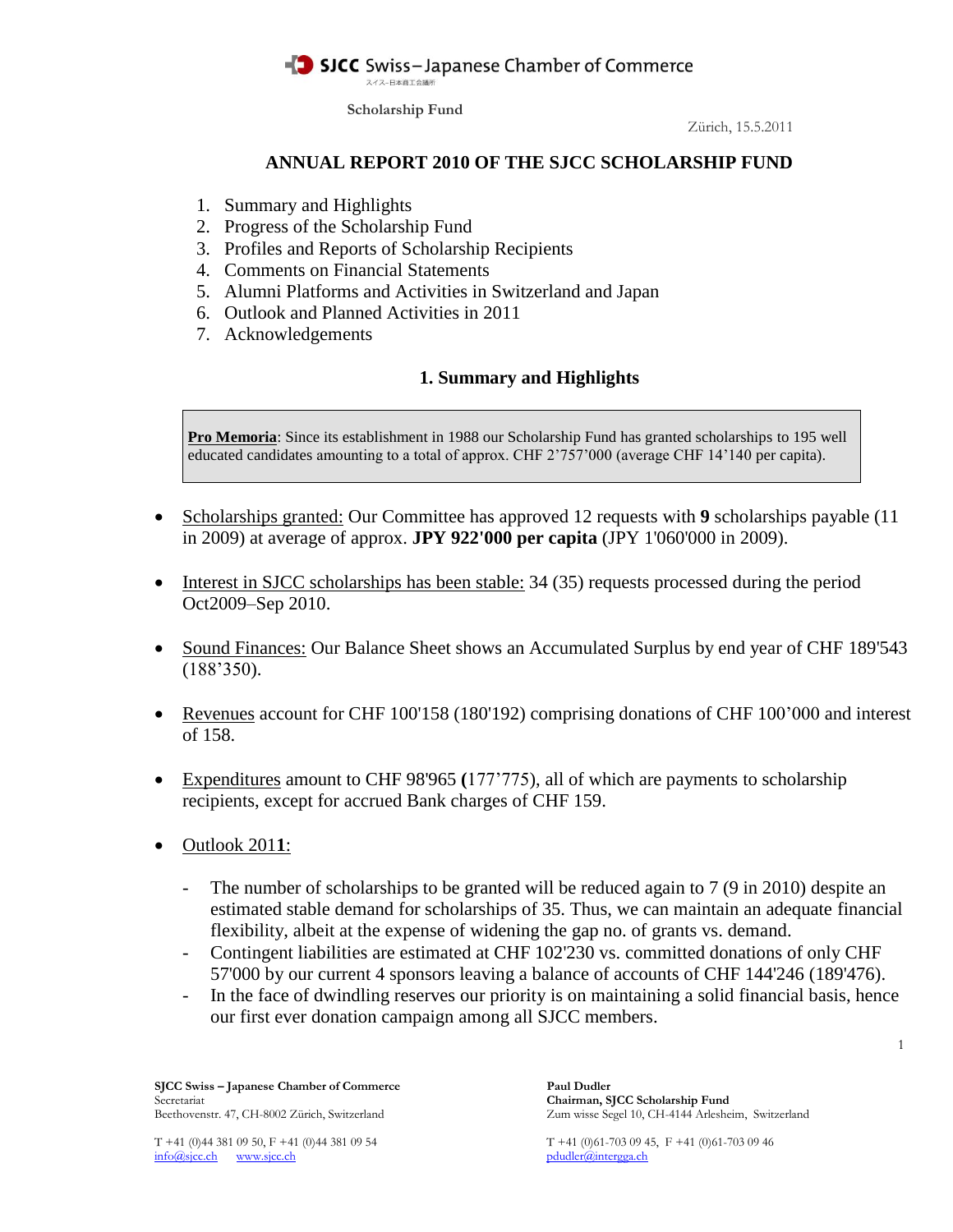SJCC Swiss – Japanese Chamber of Commerce
スイス-日本商工会議所

Scholarship Fund

Zürich, 15.5.2011

# ANNUAL REPORT 2010 OF THE SJCC SCHOLARSHIP FUND

1. Summary and Highlights
2. Progress of the Scholarship Fund
3. Profiles and Reports of Scholarship Recipients
4. Comments on Financial Statements
5. Alumni Platforms and Activities in Switzerland and Japan
6. Outlook and Planned Activities in 2011
7. Acknowledgements

## 1. Summary and Highlights

> **Pro Memoria**: Since its establishment in 1988 our Scholarship Fund has granted scholarships to 195 well educated candidates amounting to a total of approx. CHF 2'757'000 (average CHF 14'140 per capita).

- Scholarships granted: Our Committee has approved 12 requests with **9** scholarships payable (11 in 2009) at average of approx. **JPY 922'000 per capita** (JPY 1'060'000 in 2009).
- Interest in SJCC scholarships has been stable: 34 (35) requests processed during the period Oct2009–Sep 2010.
- Sound Finances: Our Balance Sheet shows an Accumulated Surplus by end year of CHF 189'543 (188'350).
- Revenues account for CHF 100'158 (180'192) comprising donations of CHF 100'000 and interest of 158.
- Expenditures amount to CHF 98'965 **(**177'775), all of which are payments to scholarship recipients, except for accrued Bank charges of CHF 159.
- Outlook 201**1**:
  - The number of scholarships to be granted will be reduced again to 7 (9 in 2010) despite an estimated stable demand for scholarships of 35. Thus, we can maintain an adequate financial flexibility, albeit at the expense of widening the gap no. of grants vs. demand.
  - Contingent liabilities are estimated at CHF 102'230 vs. committed donations of only CHF 57'000 by our current 4 sponsors leaving a balance of accounts of CHF 144'246 (189'476).
  - In the face of dwindling reserves our priority is on maintaining a solid financial basis, hence our first ever donation campaign among all SJCC members.

**SJCC Swiss – Japanese Chamber of Commerce**
Secretariat
Beethovenstr. 47, CH-8002 Zürich, Switzerland

T +41 (0)44 381 09 50, F +41 (0)44 381 09 54
info@sjcc.ch www.sjcc.ch

**Paul Dudler**
**Chairman, SJCC Scholarship Fund**
Zum wisse Segel 10, CH-4144 Arlesheim, Switzerland

T +41 (0)61-703 09 45, F +41 (0)61-703 09 46
pdudler@intergga.ch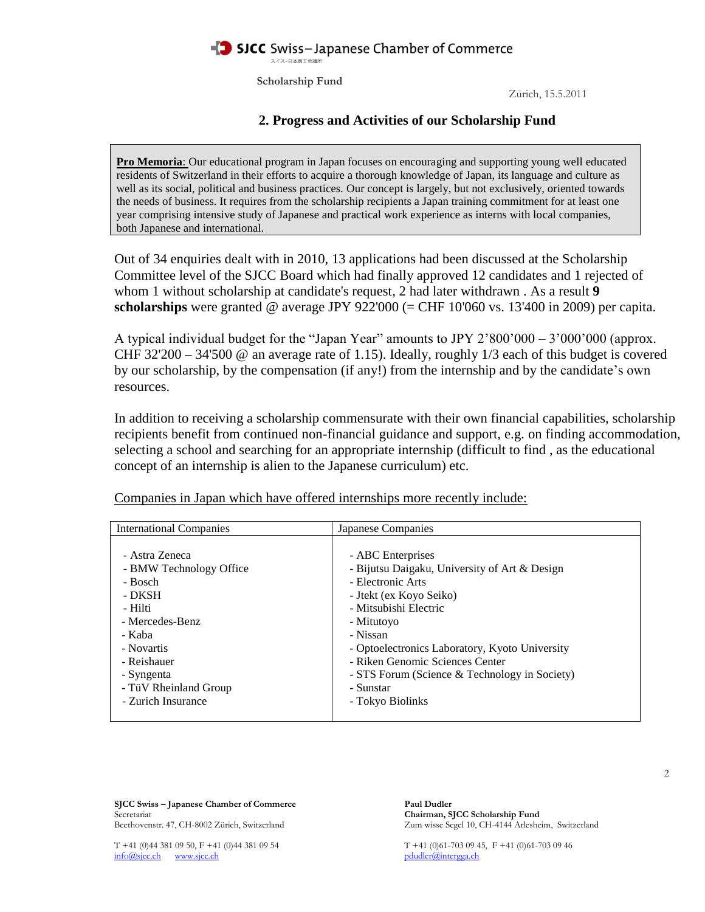Scholarship Fund

Zürich, 15.5.2011

## 2. Progress and Activities of our Scholarship Fund

**Pro Memoria**: Our educational program in Japan focuses on encouraging and supporting young well educated residents of Switzerland in their efforts to acquire a thorough knowledge of Japan, its language and culture as well as its social, political and business practices. Our concept is largely, but not exclusively, oriented towards the needs of business. It requires from the scholarship recipients a Japan training commitment for at least one year comprising intensive study of Japanese and practical work experience as interns with local companies, both Japanese and international.

Out of 34 enquiries dealt with in 2010, 13 applications had been discussed at the Scholarship Committee level of the SJCC Board which had finally approved 12 candidates and 1 rejected of whom 1 without scholarship at candidate's request, 2 had later withdrawn . As a result **9 scholarships** were granted @ average JPY 922'000 (= CHF 10'060 vs. 13'400 in 2009) per capita.

A typical individual budget for the "Japan Year" amounts to JPY 2'800'000 – 3'000'000 (approx. CHF 32'200 – 34'500 @ an average rate of 1.15). Ideally, roughly 1/3 each of this budget is covered by our scholarship, by the compensation (if any!) from the internship and by the candidate's own resources.

In addition to receiving a scholarship commensurate with their own financial capabilities, scholarship recipients benefit from continued non-financial guidance and support, e.g. on finding accommodation, selecting a school and searching for an appropriate internship (difficult to find , as the educational concept of an internship is alien to the Japanese curriculum) etc.

Companies in Japan which have offered internships more recently include:

| International Companies | Japanese Companies |
|---|---|
| - Astra Zeneca | - ABC Enterprises |
| - BMW Technology Office | - Bijutsu Daigaku, University of Art & Design |
| - Bosch | - Electronic Arts |
| - DKSH | - Jtekt (ex Koyo Seiko) |
| - Hilti | - Mitsubishi Electric |
| - Mercedes-Benz | - Mitutoyo |
| - Kaba | - Nissan |
| - Novartis | - Optoelectronics Laboratory, Kyoto University |
| - Reishauer | - Riken Genomic Sciences Center |
| - Syngenta | - STS Forum (Science & Technology in Society) |
| - TüV Rheinland Group | - Sunstar |
| - Zurich Insurance | - Tokyo Biolinks |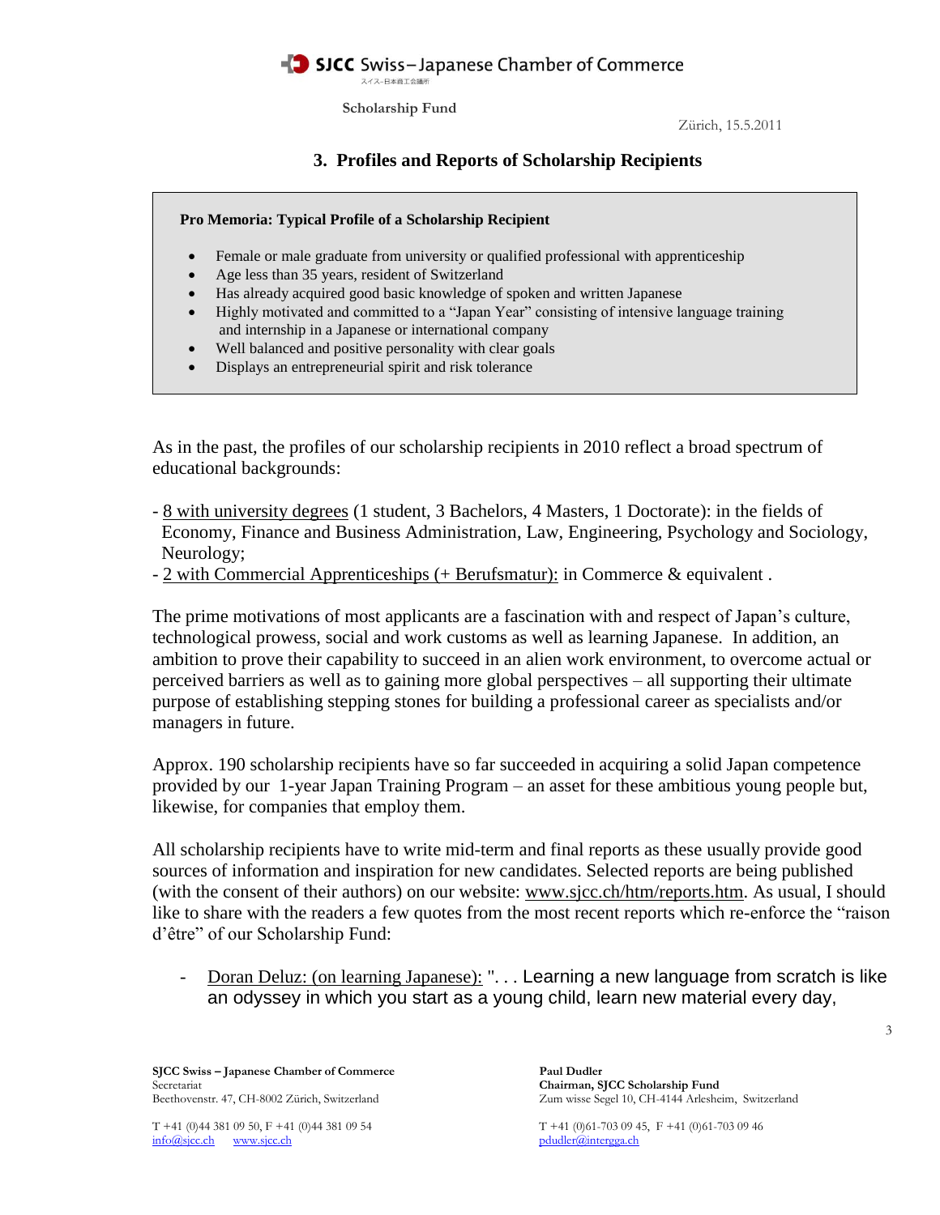SJCC Swiss – Japanese Chamber of Commerce

スイス-日本商工会議所

Scholarship Fund

Zürich, 15.5.2011

## 3. Profiles and Reports of Scholarship Recipients

> **Pro Memoria: Typical Profile of a Scholarship Recipient**
>
> - Female or male graduate from university or qualified professional with apprenticeship
> - Age less than 35 years, resident of Switzerland
> - Has already acquired good basic knowledge of spoken and written Japanese
> - Highly motivated and committed to a "Japan Year" consisting of intensive language training and internship in a Japanese or international company
> - Well balanced and positive personality with clear goals
> - Displays an entrepreneurial spirit and risk tolerance

As in the past, the profiles of our scholarship recipients in 2010 reflect a broad spectrum of educational backgrounds:

- 8 with university degrees (1 student, 3 Bachelors, 4 Masters, 1 Doctorate): in the fields of Economy, Finance and Business Administration, Law, Engineering, Psychology and Sociology, Neurology;
- 2 with Commercial Apprenticeships (+ Berufsmatur): in Commerce & equivalent .

The prime motivations of most applicants are a fascination with and respect of Japan's culture, technological prowess, social and work customs as well as learning Japanese. In addition, an ambition to prove their capability to succeed in an alien work environment, to overcome actual or perceived barriers as well as to gaining more global perspectives – all supporting their ultimate purpose of establishing stepping stones for building a professional career as specialists and/or managers in future.

Approx. 190 scholarship recipients have so far succeeded in acquiring a solid Japan competence provided by our 1-year Japan Training Program – an asset for these ambitious young people but, likewise, for companies that employ them.

All scholarship recipients have to write mid-term and final reports as these usually provide good sources of information and inspiration for new candidates. Selected reports are being published (with the consent of their authors) on our website: www.sjcc.ch/htm/reports.htm. As usual, I should like to share with the readers a few quotes from the most recent reports which re-enforce the "raison d'être" of our Scholarship Fund:

- Doran Deluz: (on learning Japanese): ". . . Learning a new language from scratch is like an odyssey in which you start as a young child, learn new material every day,

**SJCC Swiss – Japanese Chamber of Commerce**
Secretariat
Beethovenstr. 47, CH-8002 Zürich, Switzerland

T +41 (0)44 381 09 50, F +41 (0)44 381 09 54
info@sjcc.ch www.sjcc.ch

**Paul Dudler**
**Chairman, SJCC Scholarship Fund**
Zum wisse Segel 10, CH-4144 Arlesheim, Switzerland

T +41 (0)61-703 09 45, F +41 (0)61-703 09 46
pdudler@intergga.ch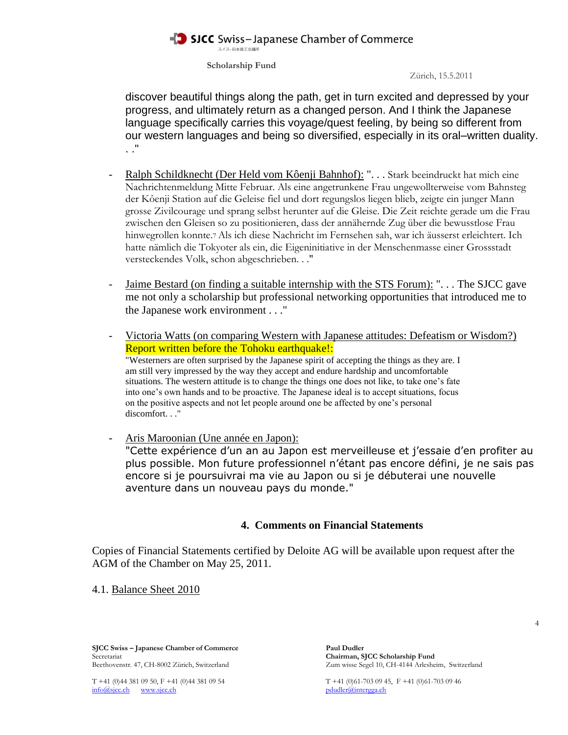discover beautiful things along the path, get in turn excited and depressed by your progress, and ultimately return as a changed person. And I think the Japanese language specifically carries this voyage/quest feeling, by being so different from our western languages and being so diversified, especially in its oral–written duality. . ."

- Ralph Schildknecht (Der Held vom Kôenji Bahnhof): ". . . Stark beeindruckt hat mich eine Nachrichtenmeldung Mitte Februar. Als eine angetrunkene Frau ungewollterweise vom Bahnsteg der Kôenji Station auf die Geleise fiel und dort regungslos liegen blieb, zeigte ein junger Mann grosse Zivilcourage und sprang selbst herunter auf die Gleise. Die Zeit reichte gerade um die Frau zwischen den Gleisen so zu positionieren, dass der annähernde Zug über die bewusstlose Frau hinwegrollen konnte.[7] Als ich diese Nachricht im Fernsehen sah, war ich äusserst erleichtert. Ich hatte nämlich die Tokyoter als ein, die Eigeninitiative in der Menschenmasse einer Grossstadt versteckendes Volk, schon abgeschrieben. . ."

- Jaime Bestard (on finding a suitable internship with the STS Forum): ". . . The SJCC gave me not only a scholarship but professional networking opportunities that introduced me to the Japanese work environment . . ."

- Victoria Watts (on comparing Western with Japanese attitudes: Defeatism or Wisdom?) Report written before the Tohoku earthquake!:
  "Westerners are often surprised by the Japanese spirit of accepting the things as they are. I am still very impressed by the way they accept and endure hardship and uncomfortable situations. The western attitude is to change the things one does not like, to take one's fate into one's own hands and to be proactive. The Japanese ideal is to accept situations, focus on the positive aspects and not let people around one be affected by one's personal discomfort. . ."

- Aris Maroonian (Une année en Japon):
  "Cette expérience d'un an au Japon est merveilleuse et j'essaie d'en profiter au plus possible. Mon future professionnel n'étant pas encore défini, je ne sais pas encore si je poursuivrai ma vie au Japon ou si je débuterai une nouvelle aventure dans un nouveau pays du monde."

## 4. Comments on Financial Statements

Copies of Financial Statements certified by Deloite AG will be available upon request after the AGM of the Chamber on May 25, 2011.

4.1. Balance Sheet 2010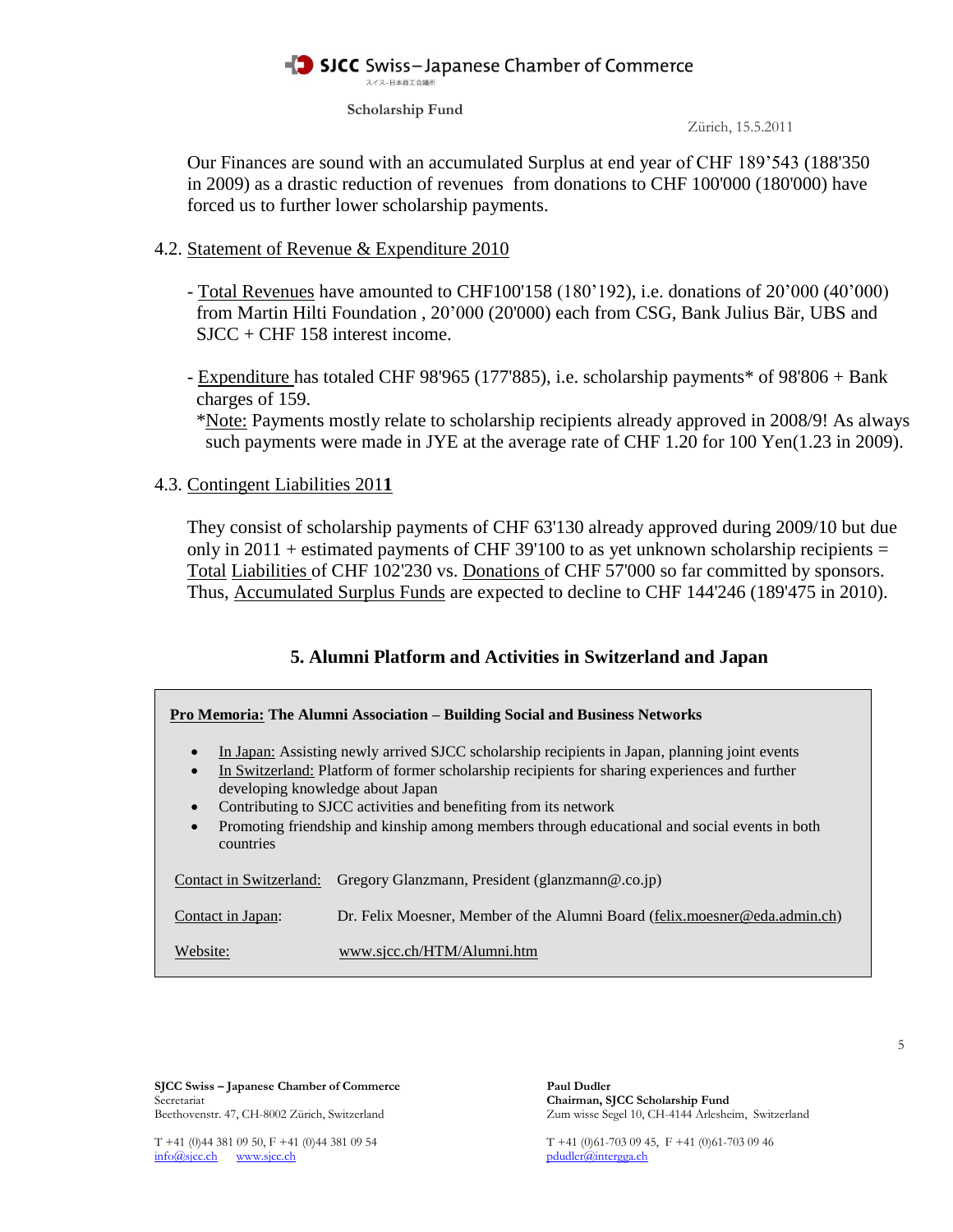Scholarship Fund

Zürich, 15.5.2011

Our Finances are sound with an accumulated Surplus at end year of CHF 189'543 (188'350 in 2009) as a drastic reduction of revenues from donations to CHF 100'000 (180'000) have forced us to further lower scholarship payments.

4.2. Statement of Revenue & Expenditure 2010

- Total Revenues have amounted to CHF100'158 (180'192), i.e. donations of 20'000 (40'000) from Martin Hilti Foundation , 20'000 (20'000) each from CSG, Bank Julius Bär, UBS and SJCC + CHF 158 interest income.

- Expenditure has totaled CHF 98'965 (177'885), i.e. scholarship payments* of 98'806 + Bank charges of 159.
  *Note: Payments mostly relate to scholarship recipients already approved in 2008/9! As always such payments were made in JYE at the average rate of CHF 1.20 for 100 Yen(1.23 in 2009).

4.3. Contingent Liabilities 201**1**

They consist of scholarship payments of CHF 63'130 already approved during 2009/10 but due only in 2011 + estimated payments of CHF 39'100 to as yet unknown scholarship recipients = Total Liabilities of CHF 102'230 vs. Donations of CHF 57'000 so far committed by sponsors. Thus, Accumulated Surplus Funds are expected to decline to CHF 144'246 (189'475 in 2010).

## 5. Alumni Platform and Activities in Switzerland and Japan

**Pro Memoria: The Alumni Association – Building Social and Business Networks**

- In Japan: Assisting newly arrived SJCC scholarship recipients in Japan, planning joint events
- In Switzerland: Platform of former scholarship recipients for sharing experiences and further developing knowledge about Japan
- Contributing to SJCC activities and benefiting from its network
- Promoting friendship and kinship among members through educational and social events in both countries

| | |
|---|---|
| Contact in Switzerland: | Gregory Glanzmann, President (glanzmann@.co.jp) |
| Contact in Japan: | Dr. Felix Moesner, Member of the Alumni Board (felix.moesner@eda.admin.ch) |
| Website: | www.sjcc.ch/HTM/Alumni.htm |

**SJCC Swiss – Japanese Chamber of Commerce**
Secretariat
Beethovenstr. 47, CH-8002 Zürich, Switzerland

T +41 (0)44 381 09 50, F +41 (0)44 381 09 54
info@sjcc.ch www.sjcc.ch

**Paul Dudler**
**Chairman, SJCC Scholarship Fund**
Zum wisse Segel 10, CH-4144 Arlesheim, Switzerland

T +41 (0)61-703 09 45, F +41 (0)61-703 09 46
pdudler@intergga.ch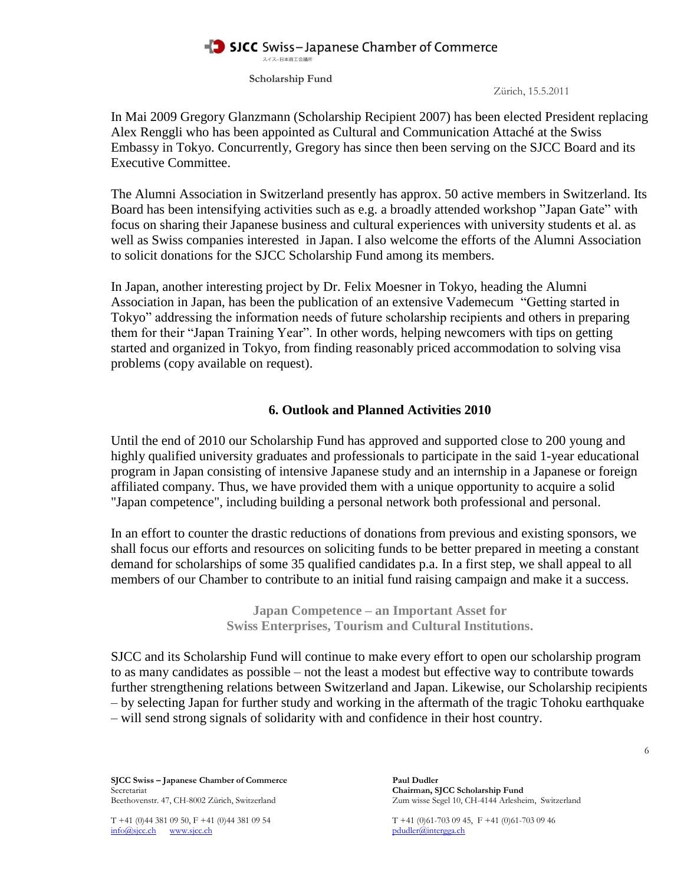In Mai 2009 Gregory Glanzmann (Scholarship Recipient 2007) has been elected President replacing Alex Renggli who has been appointed as Cultural and Communication Attaché at the Swiss Embassy in Tokyo. Concurrently, Gregory has since then been serving on the SJCC Board and its Executive Committee.

The Alumni Association in Switzerland presently has approx. 50 active members in Switzerland. Its Board has been intensifying activities such as e.g. a broadly attended workshop "Japan Gate" with focus on sharing their Japanese business and cultural experiences with university students et al. as well as Swiss companies interested in Japan. I also welcome the efforts of the Alumni Association to solicit donations for the SJCC Scholarship Fund among its members.

In Japan, another interesting project by Dr. Felix Moesner in Tokyo, heading the Alumni Association in Japan, has been the publication of an extensive Vademecum "Getting started in Tokyo" addressing the information needs of future scholarship recipients and others in preparing them for their "Japan Training Year". In other words, helping newcomers with tips on getting started and organized in Tokyo, from finding reasonably priced accommodation to solving visa problems (copy available on request).

## 6. Outlook and Planned Activities 2010

Until the end of 2010 our Scholarship Fund has approved and supported close to 200 young and highly qualified university graduates and professionals to participate in the said 1-year educational program in Japan consisting of intensive Japanese study and an internship in a Japanese or foreign affiliated company. Thus, we have provided them with a unique opportunity to acquire a solid "Japan competence", including building a personal network both professional and personal.

In an effort to counter the drastic reductions of donations from previous and existing sponsors, we shall focus our efforts and resources on soliciting funds to be better prepared in meeting a constant demand for scholarships of some 35 qualified candidates p.a. In a first step, we shall appeal to all members of our Chamber to contribute to an initial fund raising campaign and make it a success.

**Japan Competence – an Important Asset for**
**Swiss Enterprises, Tourism and Cultural Institutions.**

SJCC and its Scholarship Fund will continue to make every effort to open our scholarship program to as many candidates as possible – not the least a modest but effective way to contribute towards further strengthening relations between Switzerland and Japan. Likewise, our Scholarship recipients – by selecting Japan for further study and working in the aftermath of the tragic Tohoku earthquake – will send strong signals of solidarity with and confidence in their host country.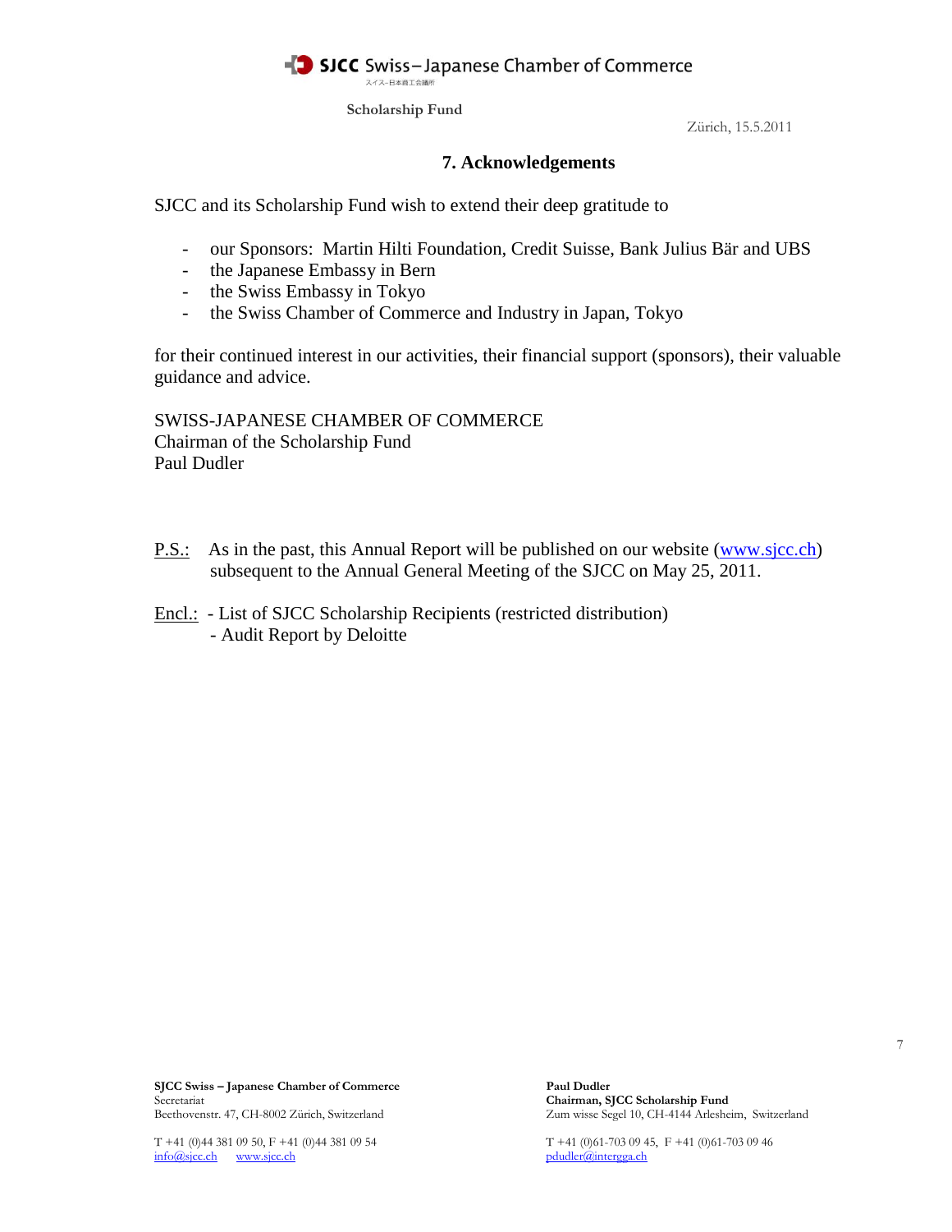SJCC Swiss – Japanese Chamber of Commerce

Scholarship Fund

Zürich, 15.5.2011

## 7. Acknowledgements

SJCC and its Scholarship Fund wish to extend their deep gratitude to

- our Sponsors: Martin Hilti Foundation, Credit Suisse, Bank Julius Bär and UBS
- the Japanese Embassy in Bern
- the Swiss Embassy in Tokyo
- the Swiss Chamber of Commerce and Industry in Japan, Tokyo

for their continued interest in our activities, their financial support (sponsors), their valuable guidance and advice.

SWISS-JAPANESE CHAMBER OF COMMERCE
Chairman of the Scholarship Fund
Paul Dudler

P.S.: As in the past, this Annual Report will be published on our website (www.sjcc.ch) subsequent to the Annual General Meeting of the SJCC on May 25, 2011.

Encl.: - List of SJCC Scholarship Recipients (restricted distribution)
- Audit Report by Deloitte

**SJCC Swiss – Japanese Chamber of Commerce**
Secretariat
Beethovenstr. 47, CH-8002 Zürich, Switzerland

T +41 (0)44 381 09 50, F +41 (0)44 381 09 54
info@sjcc.ch www.sjcc.ch

**Paul Dudler**
**Chairman, SJCC Scholarship Fund**
Zum wisse Segel 10, CH-4144 Arlesheim, Switzerland

T +41 (0)61-703 09 45, F +41 (0)61-703 09 46
pdudler@intergga.ch